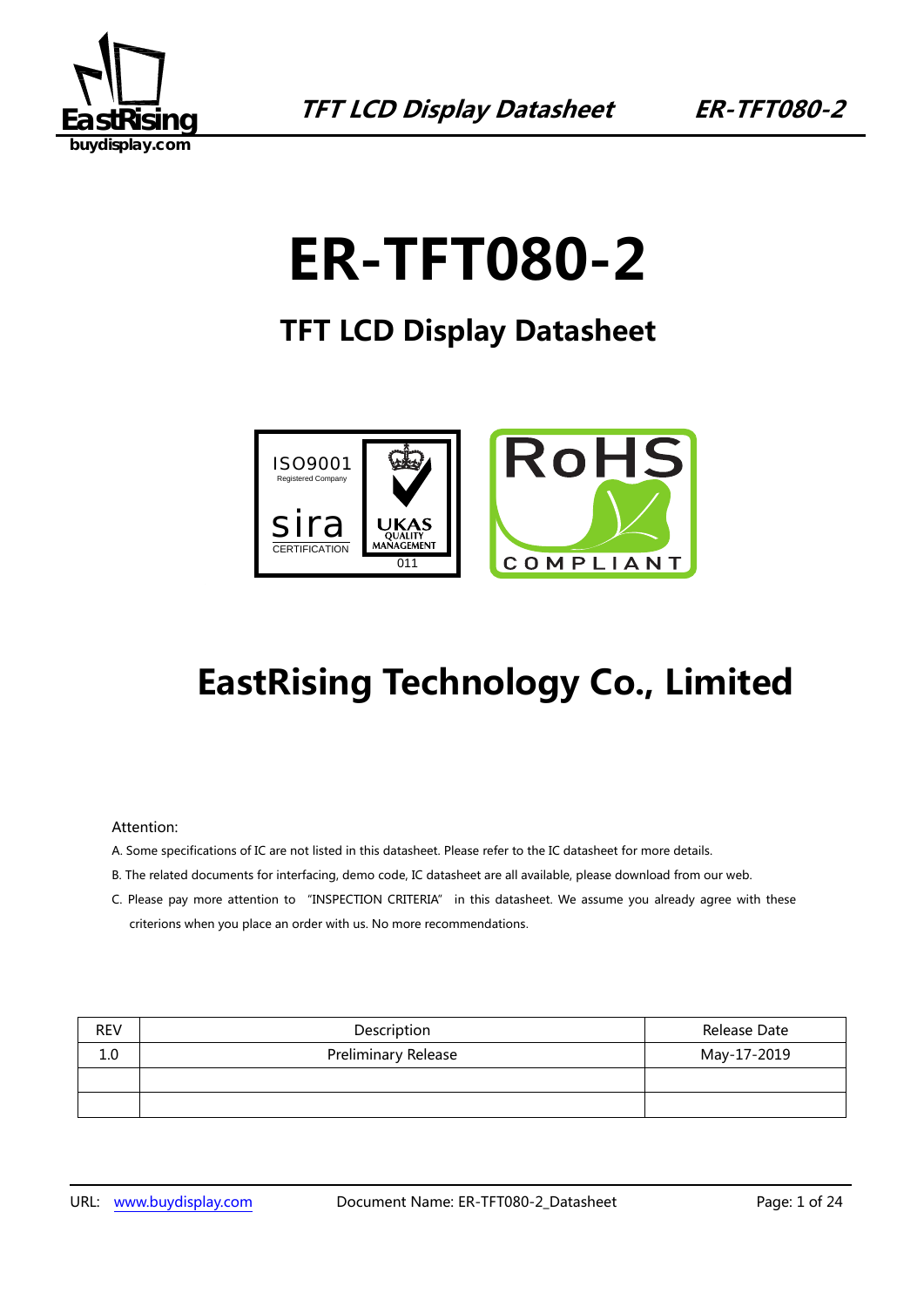# ER-TFT080-2

## TFT LCD Display Datasheet

## EastRising Technology Co., Limited

Attention:

A. Some specifications of IC are not listed in this datasheet. Please refer to the IC datasheet for more details.

B. The related documents for interfacing, demo code, IC datasheet are all available, please download from our web.

C. Please pay more attention to "INSPECTION CRITERIA" in this datasheet. We assume you already agree with these criterions when you place an order with us. No more recommendations.

| REV | Description | Release Date |
|---|---|---|
| 1.0 | Preliminary Release | May-17-2019 |
| | | |
| | | |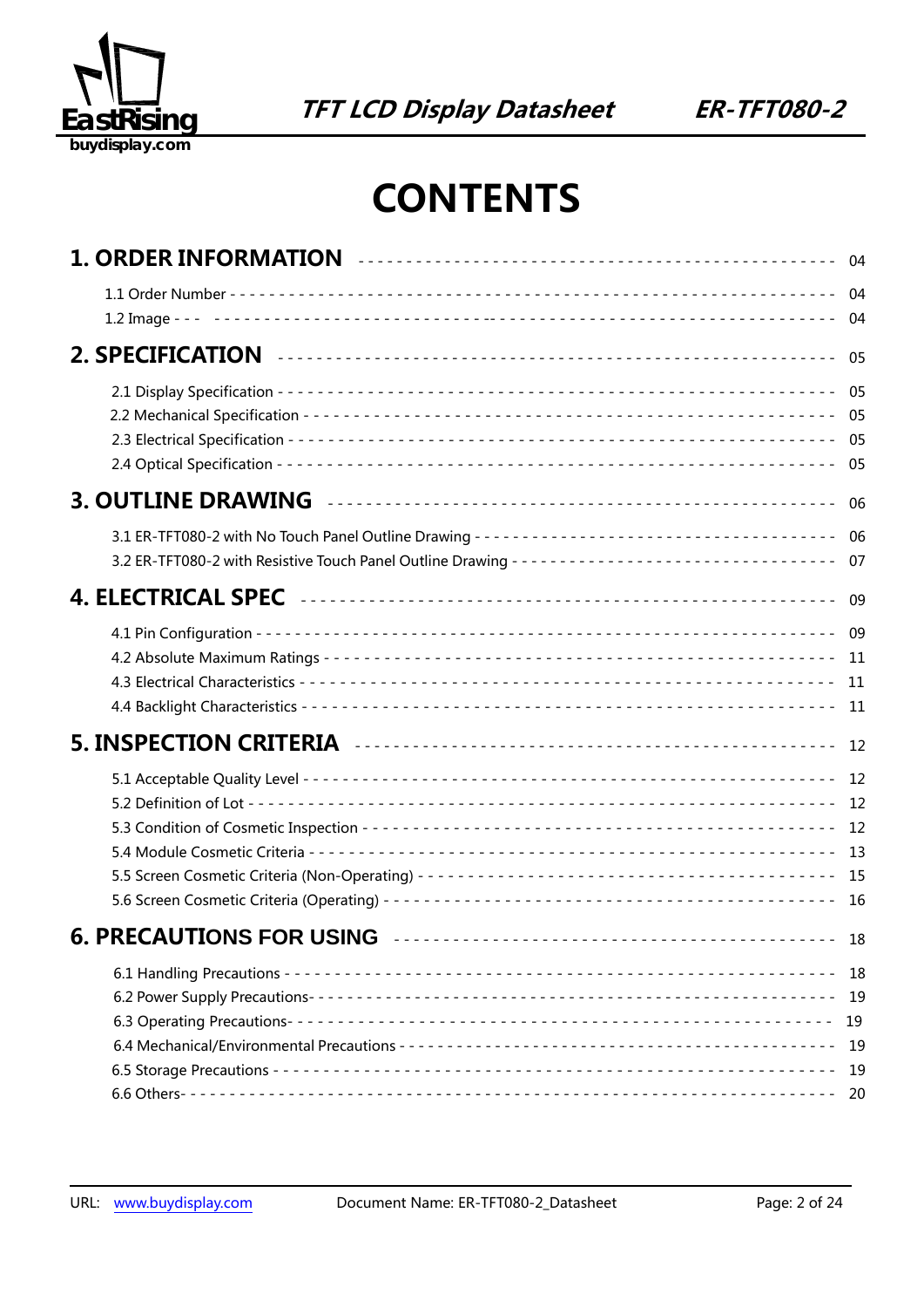# CONTENTS

**1. ORDER INFORMATION** ---------------------------------------------- 04

1.1 Order Number ---------------------------------------------------------------- 04
1.2 Image ----------------------------------------------------------------------------- 04

**2. SPECIFICATION** ------------------------------------------------------- 05

2.1 Display Specification --------------------------------------------------------- 05
2.2 Mechanical Specification ----------------------------------------------------- 05
2.3 Electrical Specification ------------------------------------------------------- 05
2.4 Optical Specification ---------------------------------------------------------- 05

**3. OUTLINE DRAWING** -------------------------------------------------- 06

3.1 ER-TFT080-2 with No Touch Panel Outline Drawing -------------------------------------- 06
3.2 ER-TFT080-2 with Resistive Touch Panel Outline Drawing -------------------------------- 07

**4. ELECTRICAL SPEC** ---------------------------------------------------- 09

4.1 Pin Configuration -------------------------------------------------------------- 09
4.2 Absolute Maximum Ratings ---------------------------------------------------- 11
4.3 Electrical Characteristics ------------------------------------------------------ 11
4.4 Backlight Characteristics ------------------------------------------------------- 11

**5. INSPECTION CRITERIA** -------------------------------------------- 12

5.1 Acceptable Quality Level -------------------------------------------------------- 12
5.2 Definition of Lot --------------------------------------------------------------- 12
5.3 Condition of Cosmetic Inspection ----------------------------------------------- 12
5.4 Module Cosmetic Criteria ------------------------------------------------------ 13
5.5 Screen Cosmetic Criteria (Non-Operating) --------------------------------------- 15
5.6 Screen Cosmetic Criteria (Operating) ------------------------------------------- 16

**6. PRECAUTIONS FOR USING** --------------------------------------- 18

6.1 Handling Precautions ---------------------------------------------------------- 18
6.2 Power Supply Precautions------------------------------------------------------ 19
6.3 Operating Precautions---------------------------------------------------------- 19
6.4 Mechanical/Environmental Precautions ----------------------------------------- 19
6.5 Storage Precautions ----------------------------------------------------------- 19
6.6 Others--------------------------------------------------------------------------- 20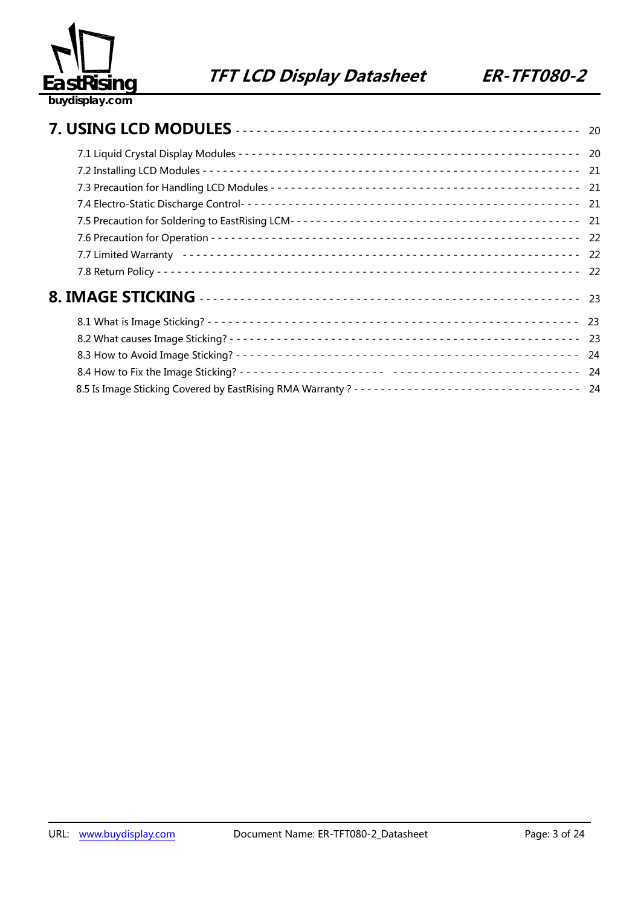**7. USING LCD MODULES** - - - - - - - - - - - - - - - - - - - - - - - - - - - - - - - - - - - - - - - - - - - - - - 20

7.1 Liquid Crystal Display Modules - - - - - - - - - - - - - - - - - - - - - - - - - - - - - - - - - - - - - - - - - - - - - - - - - 20

7.2 Installing LCD Modules - - - - - - - - - - - - - - - - - - - - - - - - - - - - - - - - - - - - - - - - - - - - - - - - - - - - - - - 21

7.3 Precaution for Handling LCD Modules - - - - - - - - - - - - - - - - - - - - - - - - - - - - - - - - - - - - - - - - - - - - - - 21

7.4 Electro-Static Discharge Control- - - - - - - - - - - - - - - - - - - - - - - - - - - - - - - - - - - - - - - - - - - - - - - - - 21

7.5 Precaution for Soldering to EastRising LCM- - - - - - - - - - - - - - - - - - - - - - - - - - - - - - - - - - - - - - - - 21

7.6 Precaution for Operation - - - - - - - - - - - - - - - - - - - - - - - - - - - - - - - - - - - - - - - - - - - - - - - - - - - - - 22

7.7 Limited Warranty - - - - - - - - - - - - - - - - - - - - - - - - - - - - - - - - - - - - - - - - - - - - - - - - - - - - - - - - - - 22

7.8 Return Policy - - - - - - - - - - - - - - - - - - - - - - - - - - - - - - - - - - - - - - - - - - - - - - - - - - - - - - - - - - - - - 22

**8. IMAGE STICKING** - - - - - - - - - - - - - - - - - - - - - - - - - - - - - - - - - - - - - - - - - - - - - - - - - - - - 23

8.1 What is Image Sticking? - - - - - - - - - - - - - - - - - - - - - - - - - - - - - - - - - - - - - - - - - - - - - - - - - - - - - - 23

8.2 What causes Image Sticking? - - - - - - - - - - - - - - - - - - - - - - - - - - - - - - - - - - - - - - - - - - - - - - - - - - 23

8.3 How to Avoid Image Sticking? - - - - - - - - - - - - - - - - - - - - - - - - - - - - - - - - - - - - - - - - - - - - - - - - - - 24

8.4 How to Fix the Image Sticking? - - - - - - - - - - - - - - - - - - - - - - - - - - - - - - - - - - - - - - - - - - - - - - - - - 24

8.5 Is Image Sticking Covered by EastRising RMA Warranty ? - - - - - - - - - - - - - - - - - - - - - - - - - - - - - - - - 24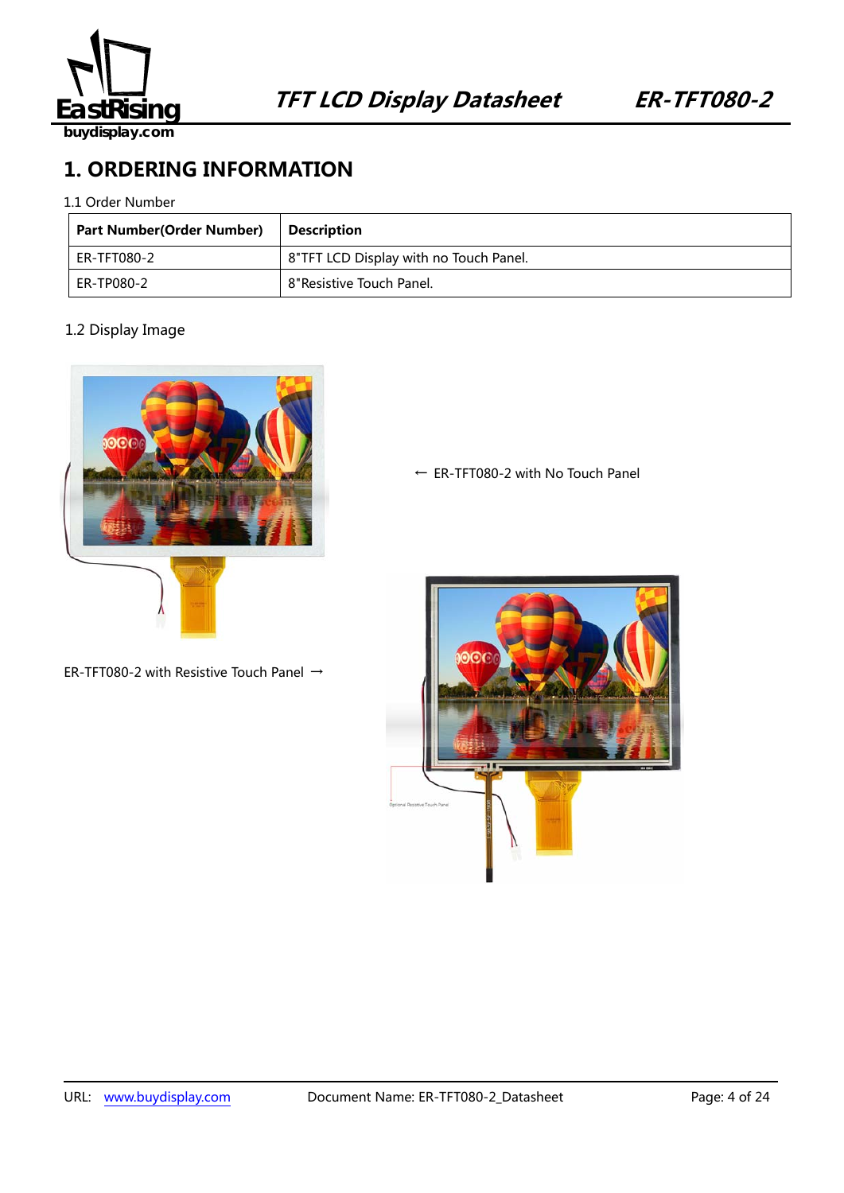# 1. ORDERING INFORMATION

1.1 Order Number

| Part Number(Order Number) | Description |
|---|---|
| ER-TFT080-2 | 8"TFT LCD Display with no Touch Panel. |
| ER-TP080-2 | 8"Resistive Touch Panel. |

1.2 Display Image

← ER-TFT080-2 with No Touch Panel

ER-TFT080-2 with Resistive Touch Panel →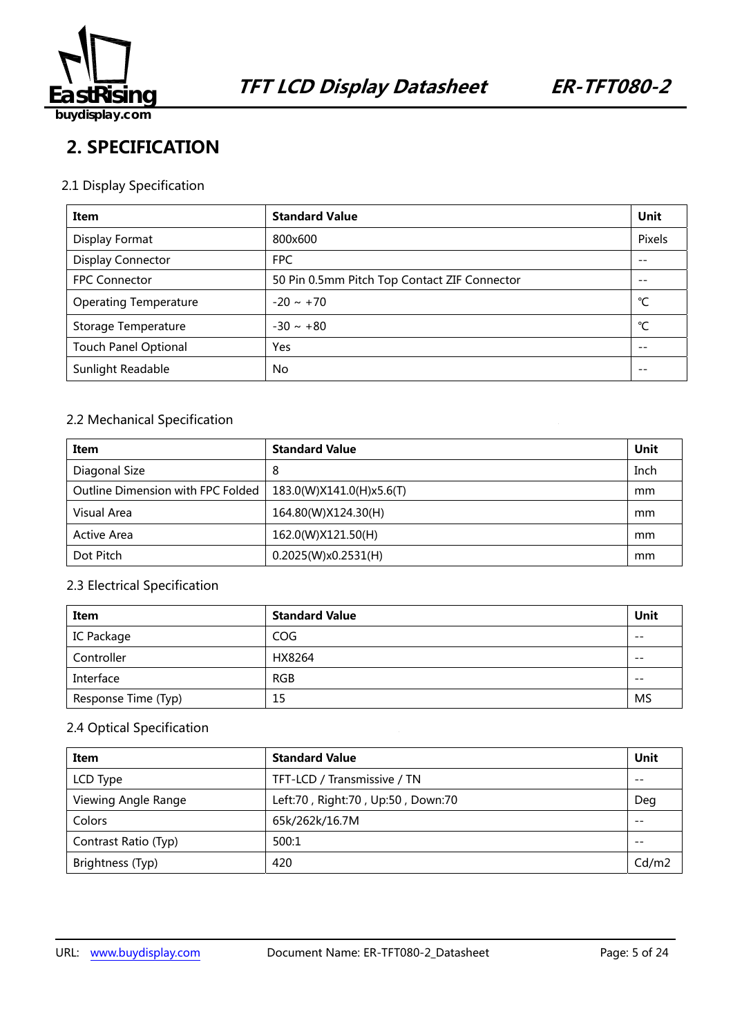## 2. SPECIFICATION

### 2.1 Display Specification

| Item | Standard Value | Unit |
|---|---|---|
| Display Format | 800x600 | Pixels |
| Display Connector | FPC | -- |
| FPC Connector | 50 Pin 0.5mm Pitch Top Contact ZIF Connector | -- |
| Operating Temperature | -20 ~ +70 | ℃ |
| Storage Temperature | -30 ~ +80 | ℃ |
| Touch Panel Optional | Yes | -- |
| Sunlight Readable | No | -- |

### 2.2 Mechanical Specification

| Item | Standard Value | Unit |
|---|---|---|
| Diagonal Size | 8 | Inch |
| Outline Dimension with FPC Folded | 183.0(W)X141.0(H)x5.6(T) | mm |
| Visual Area | 164.80(W)X124.30(H) | mm |
| Active Area | 162.0(W)X121.50(H) | mm |
| Dot Pitch | 0.2025(W)x0.2531(H) | mm |

### 2.3 Electrical Specification

| Item | Standard Value | Unit |
|---|---|---|
| IC Package | COG | -- |
| Controller | HX8264 | -- |
| Interface | RGB | -- |
| Response Time (Typ) | 15 | MS |

### 2.4 Optical Specification

| Item | Standard Value | Unit |
|---|---|---|
| LCD Type | TFT-LCD / Transmissive / TN | -- |
| Viewing Angle Range | Left:70 , Right:70 , Up:50 , Down:70 | Deg |
| Colors | 65k/262k/16.7M | -- |
| Contrast Ratio (Typ) | 500:1 | -- |
| Brightness (Typ) | 420 | Cd/m2 |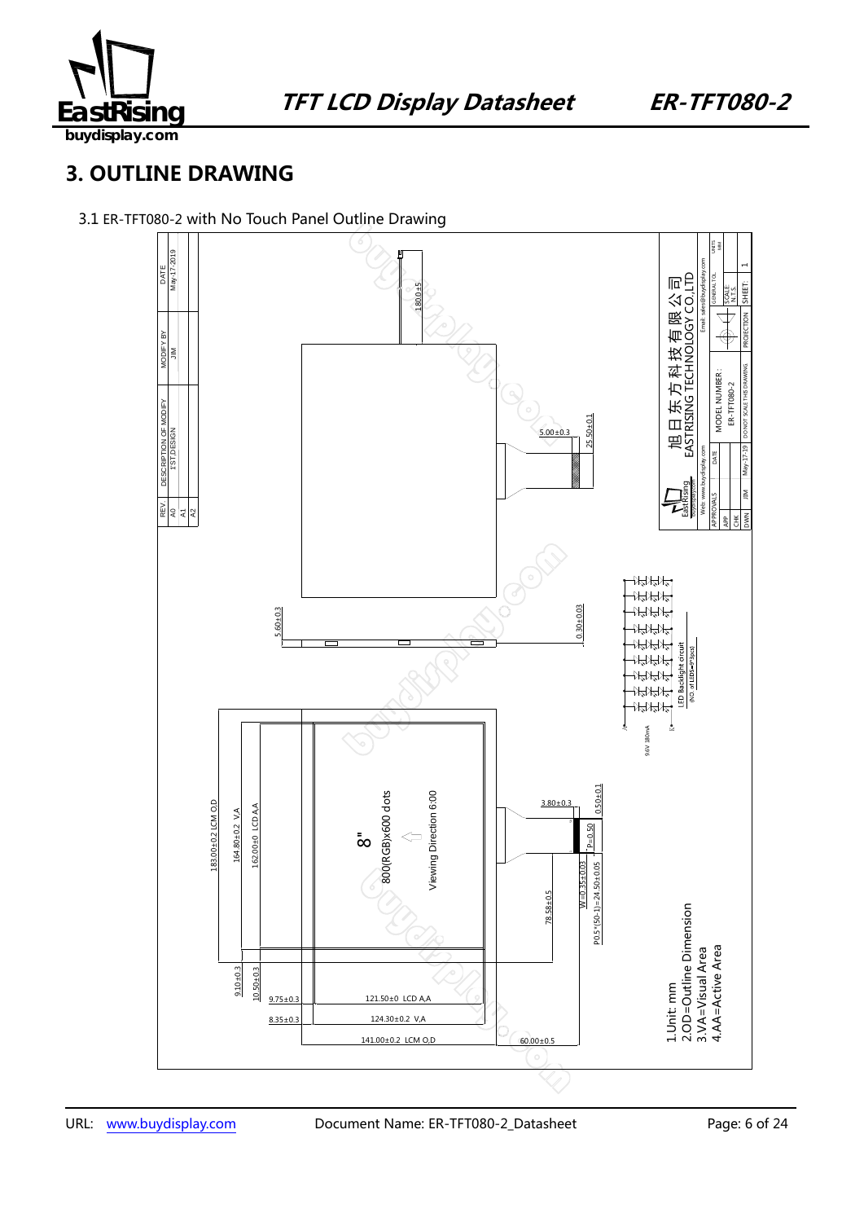# 3. OUTLINE DRAWING

3.1 ER-TFT080-2 with No Touch Panel Outline Drawing

| REV | DESCRIPTION OF MODIFY | MODIFY BY | DATE |
| --- | --- | --- | --- |
| A0 | 1'ST,DESIGN | JIM | May-17-2019 |
| A1 | | | |
| A2 | | | |

180.0±5

5.00±0.3

25.50±0.1

5.60±0.3

0.30±0.03

LED Backlight circuit (NO. of LEDS=P3pcs)

9.6V 380mA

183.00±0.2 LCM O,D

164.80±0.2 V,A

162.00±0 LCD A,A

8"

800(RGB)x600 dots

Viewing Direction 6:00

3.80±0.3

0.50±0.1

P=0.50

W=0.35±0.03

P0.5*(50-1)=24.50±0.05

78.58±0.5

9.10±0.3

10.50±0.3

9.75±0.3

121.50±0 LCD A,A

8.35±0.3

124.30±0.2 V,A

141.00±0.2 LCM O,D

60.00±0.5

1.Unit: mm
2.OD=Outline Dimension
3.VA=Visual Area
4.AA=Active Area

旭日东方科技有限公司
EASTRISING TECHNOLOGY CO.,LTD

Web: www.buydisplay.com
Email: sales@buydisplay.com

| APPROVALS | DATE | MODEL NUMBER : | GENERAL TOL | UNITS MM |
| --- | --- | --- | --- | --- |
| APP | | ER-TFT080-2 | SCALE: N.T.S. | |
| CHK | | | | |
| DWN JIM | May-17-19 | DO NOT SCALE THIS DRAWING | PROJECTION | SHEET: 1 |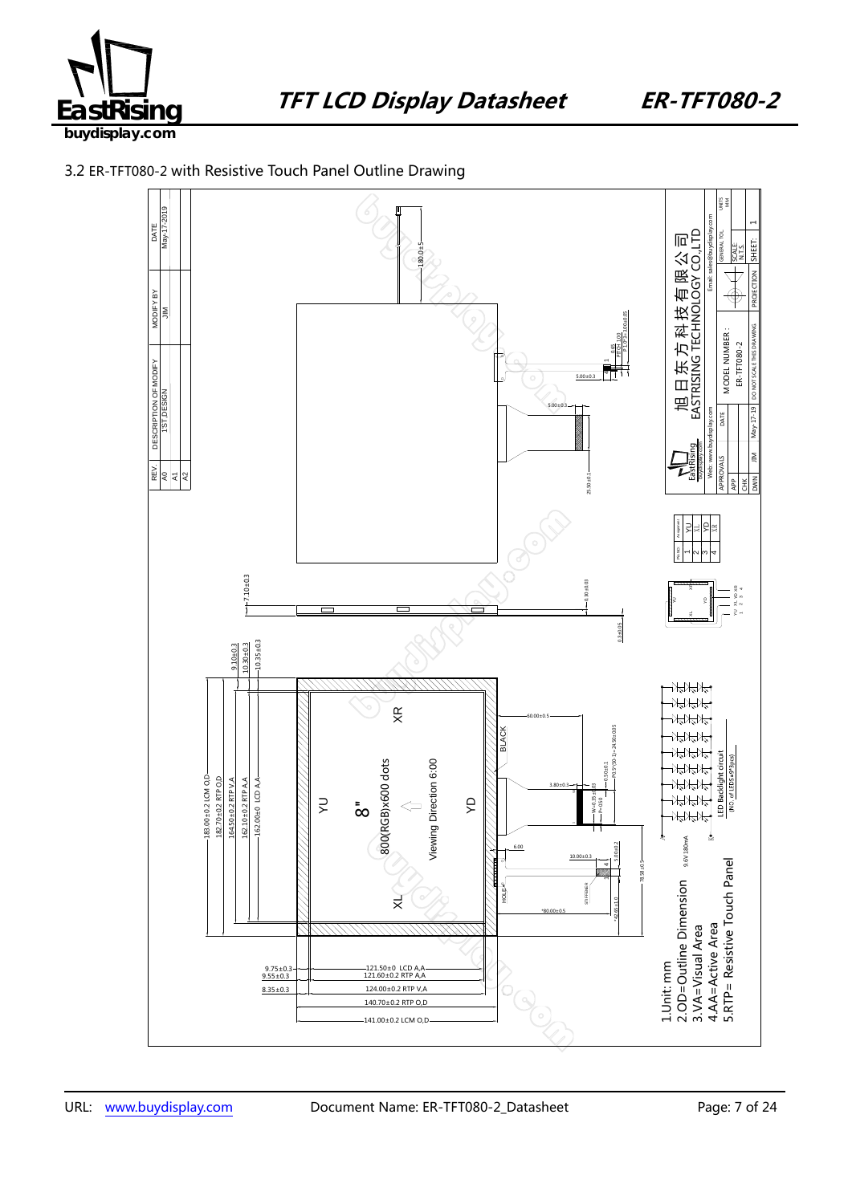### 3.2 ER-TFT080-2 with Resistive Touch Panel Outline Drawing

| REV. | DESCRIPTION OF MODIFY | MODIFY BY | DATE |
|---|---|---|---|
| A0 | 1ST DESIGN | JIM | May-17-2019 |
| A1 | | | |
| A2 | | | |

183.00±0.2 LCM O.D
182.70±0.2 RTP O.D
164.50±0.2 RTP V.A
162.10±0.2 RTP A.A
162.00±0 LCD A.A

9.10±0.3
10.30±0.3
10.35±0.3
7.10±0.3

9.75±0.3
9.55±0.3
8.35±0.3

121.50±0 LCD A.A
121.60±0.2 RTP A.A
124.00±0.2 RTP V.A
140.70±0.2 RTP O.D
141.00±0.2 LCM O.D

180.0±5
5.00±0.3
5.00±0.3
25.50±0.1
0.30±0.03
0.3±0.05
60.00±0.5
3.80±0.3
6.00
10.00±0.3
9.00±0.2
78.58±0.5
80.00±0.5

8"
800(RGB)x600 dots
Viewing Direction 6:00
XR
YU
YD
XL
BLACK
HOLE
STIFFENER

| Pin No. | Assignment |
|---|---|
| 1 | YU |
| 2 | XL |
| 3 | YD |
| 4 | XR |

9.6V 180mA
LED Backlight circuit
(NO. of LEDS:9*5pcs)

1.Unit: mm
2.OD=Outline Dimension
3.VA=Visual Area
4.AA=Active Area
5.RTP= Resistive Touch Panel

旭日东方科技有限公司
EASTRISING TECHNOLOGY CO.,LTD
Web: www.buydisplay.com
Email: sales@buydisplay.com

| APPROVALS | DATE | MODEL NUMBER : ER-TFT080-2 |
|---|---|---|
| APP | | |
| CHK | | |
| DWN JIM | May-17-19 | DO NOT SCALE THIS DRAWING |

GENERAL TOL. | UNITS mm | SCALE N.T.S | PROJECTION | SHEET: 1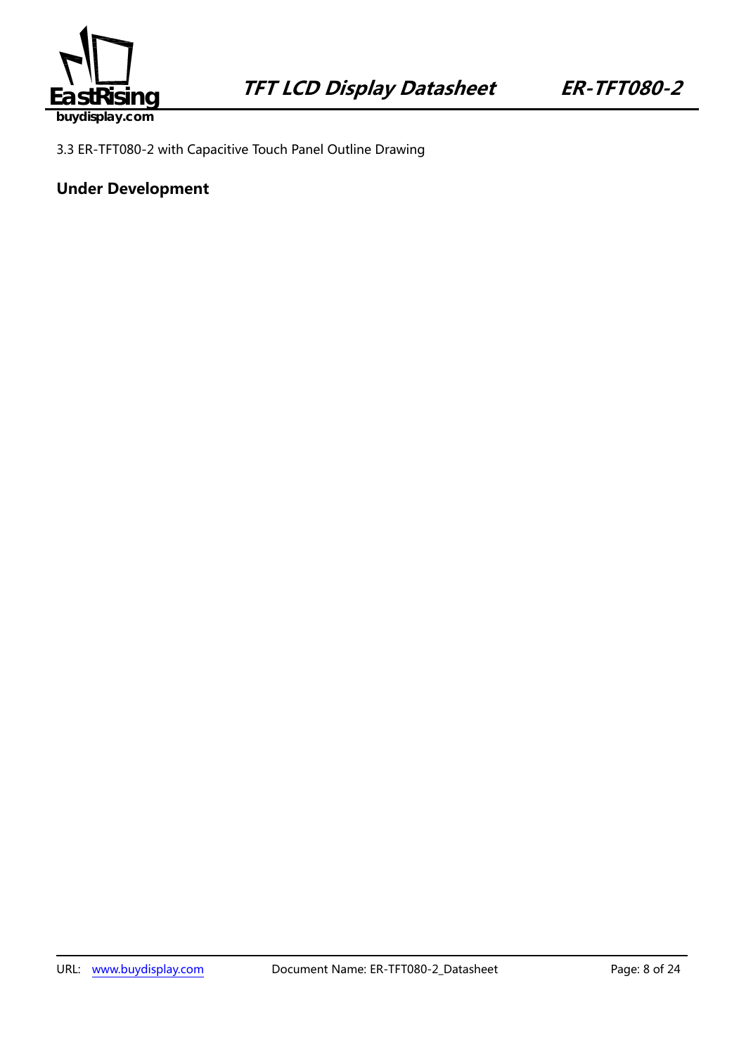3.3 ER-TFT080-2 with Capacitive Touch Panel Outline Drawing

**Under Development**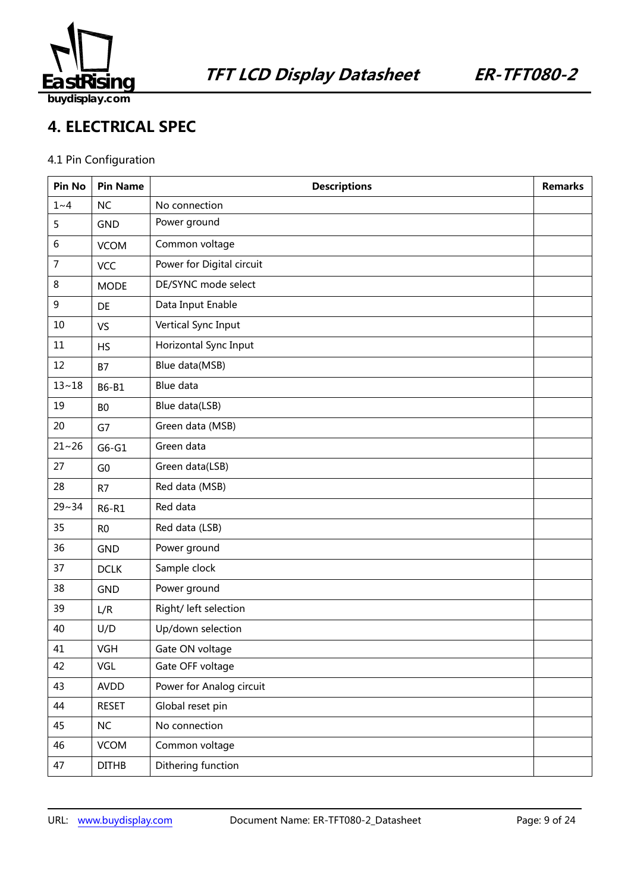# 4. ELECTRICAL SPEC

4.1 Pin Configuration

| Pin No | Pin Name | Descriptions | Remarks |
|---|---|---|---|
| 1~4 | NC | No connection | |
| 5 | GND | Power ground | |
| 6 | VCOM | Common voltage | |
| 7 | VCC | Power for Digital circuit | |
| 8 | MODE | DE/SYNC mode select | |
| 9 | DE | Data Input Enable | |
| 10 | VS | Vertical Sync Input | |
| 11 | HS | Horizontal Sync Input | |
| 12 | B7 | Blue data(MSB) | |
| 13~18 | B6-B1 | Blue data | |
| 19 | B0 | Blue data(LSB) | |
| 20 | G7 | Green data (MSB) | |
| 21~26 | G6-G1 | Green data | |
| 27 | G0 | Green data(LSB) | |
| 28 | R7 | Red data (MSB) | |
| 29~34 | R6-R1 | Red data | |
| 35 | R0 | Red data (LSB) | |
| 36 | GND | Power ground | |
| 37 | DCLK | Sample clock | |
| 38 | GND | Power ground | |
| 39 | L/R | Right/ left selection | |
| 40 | U/D | Up/down selection | |
| 41 | VGH | Gate ON voltage | |
| 42 | VGL | Gate OFF voltage | |
| 43 | AVDD | Power for Analog circuit | |
| 44 | RESET | Global reset pin | |
| 45 | NC | No connection | |
| 46 | VCOM | Common voltage | |
| 47 | DITHB | Dithering function | |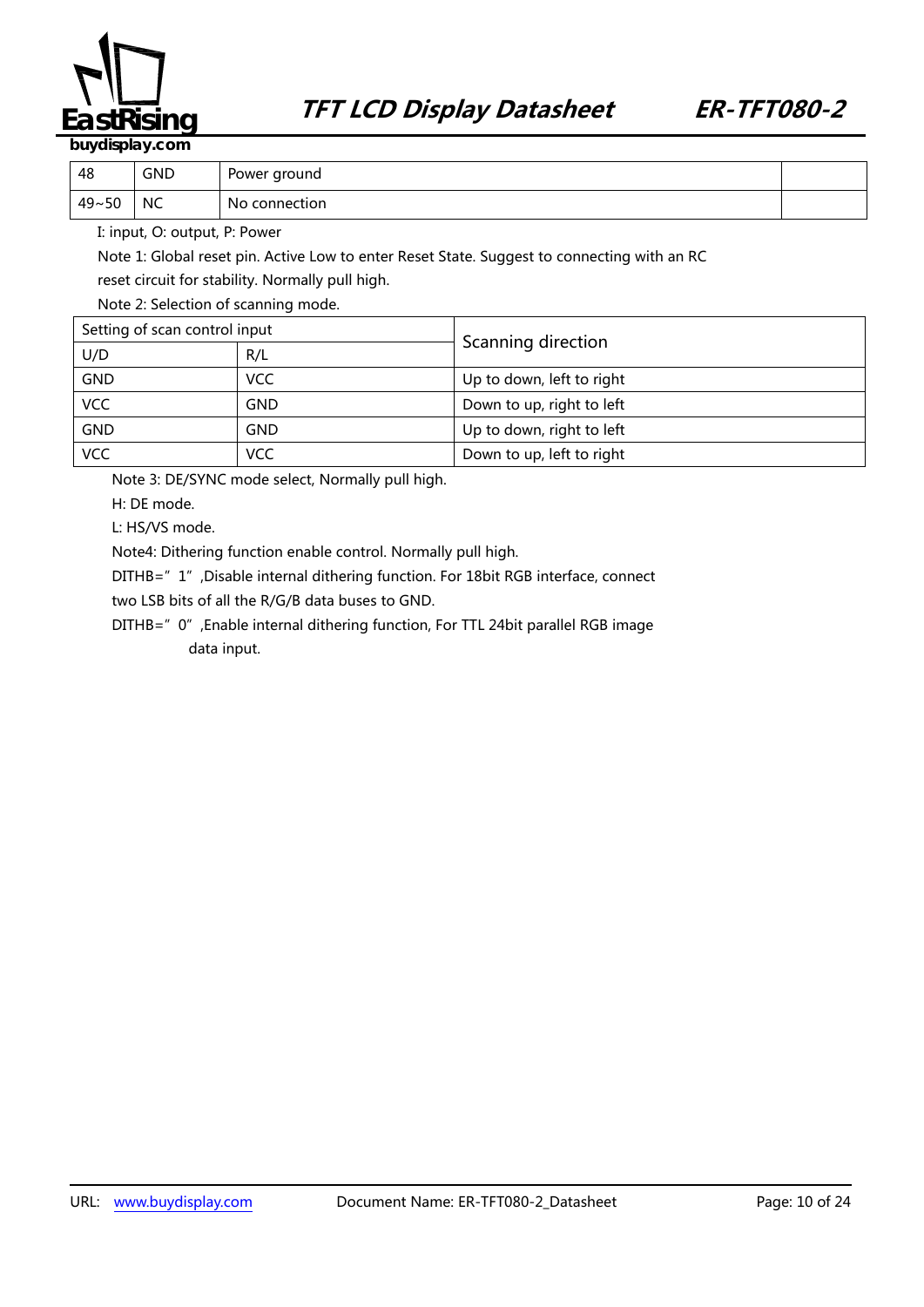| 48 | GND | Power ground | |
|---|---|---|---|
| 49~50 | NC | No connection | |

I: input, O: output, P: Power

Note 1: Global reset pin. Active Low to enter Reset State. Suggest to connecting with an RC reset circuit for stability. Normally pull high.

Note 2: Selection of scanning mode.

| Setting of scan control input | | Scanning direction |
|---|---|---|
| U/D | R/L | |
| GND | VCC | Up to down, left to right |
| VCC | GND | Down to up, right to left |
| GND | GND | Up to down, right to left |
| VCC | VCC | Down to up, left to right |

Note 3: DE/SYNC mode select, Normally pull high.

H: DE mode.

L: HS/VS mode.

Note4: Dithering function enable control. Normally pull high.

DITHB=" 1" ,Disable internal dithering function. For 18bit RGB interface, connect two LSB bits of all the R/G/B data buses to GND.

DITHB=" 0" ,Enable internal dithering function, For TTL 24bit parallel RGB image data input.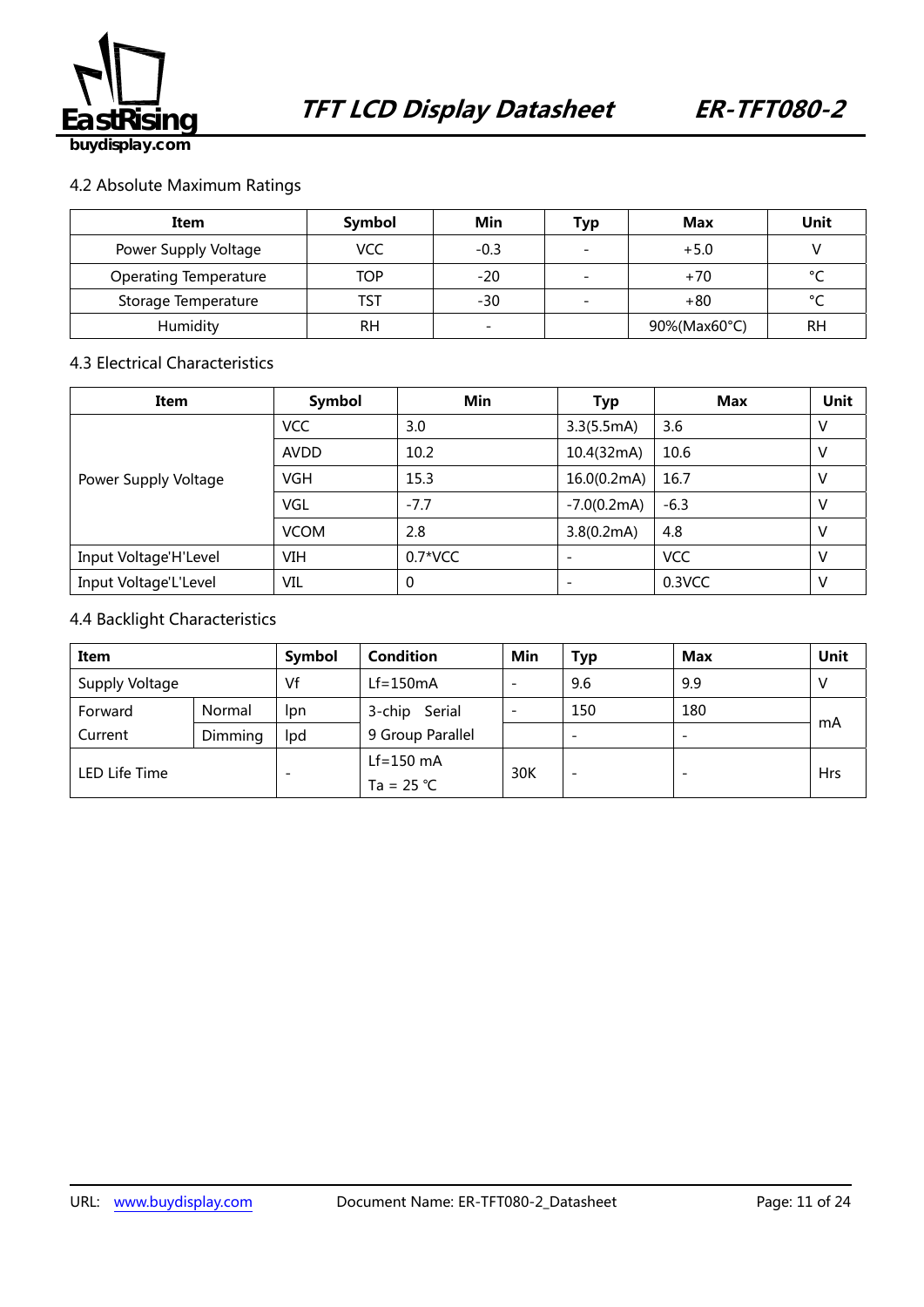## 4.2 Absolute Maximum Ratings

| Item | Symbol | Min | Typ | Max | Unit |
|---|---|---|---|---|---|
| Power Supply Voltage | VCC | -0.3 | - | +5.0 | V |
| Operating Temperature | TOP | -20 | - | +70 | ℃ |
| Storage Temperature | TST | -30 | - | +80 | ℃ |
| Humidity | RH | - | | 90%(Max60°C) | RH |

## 4.3 Electrical Characteristics

| Item | Symbol | Min | Typ | Max | Unit |
|---|---|---|---|---|---|
| Power Supply Voltage | VCC | 3.0 | 3.3(5.5mA) | 3.6 | V |
| | AVDD | 10.2 | 10.4(32mA) | 10.6 | V |
| | VGH | 15.3 | 16.0(0.2mA) | 16.7 | V |
| | VGL | -7.7 | -7.0(0.2mA) | -6.3 | V |
| | VCOM | 2.8 | 3.8(0.2mA) | 4.8 | V |
| Input Voltage'H'Level | VIH | 0.7*VCC | - | VCC | V |
| Input Voltage'L'Level | VIL | 0 | - | 0.3VCC | V |

## 4.4 Backlight Characteristics

| Item | | Symbol | Condition | Min | Typ | Max | Unit |
|---|---|---|---|---|---|---|---|
| Supply Voltage | | Vf | Lf=150mA | - | 9.6 | 9.9 | V |
| Forward Current | Normal | Ipn | 3-chip Serial | - | 150 | 180 | mA |
| | Dimming | Ipd | 9 Group Parallel | | - | - | |
| LED Life Time | | - | Lf=150 mA Ta = 25 ℃ | 30K | - | - | Hrs |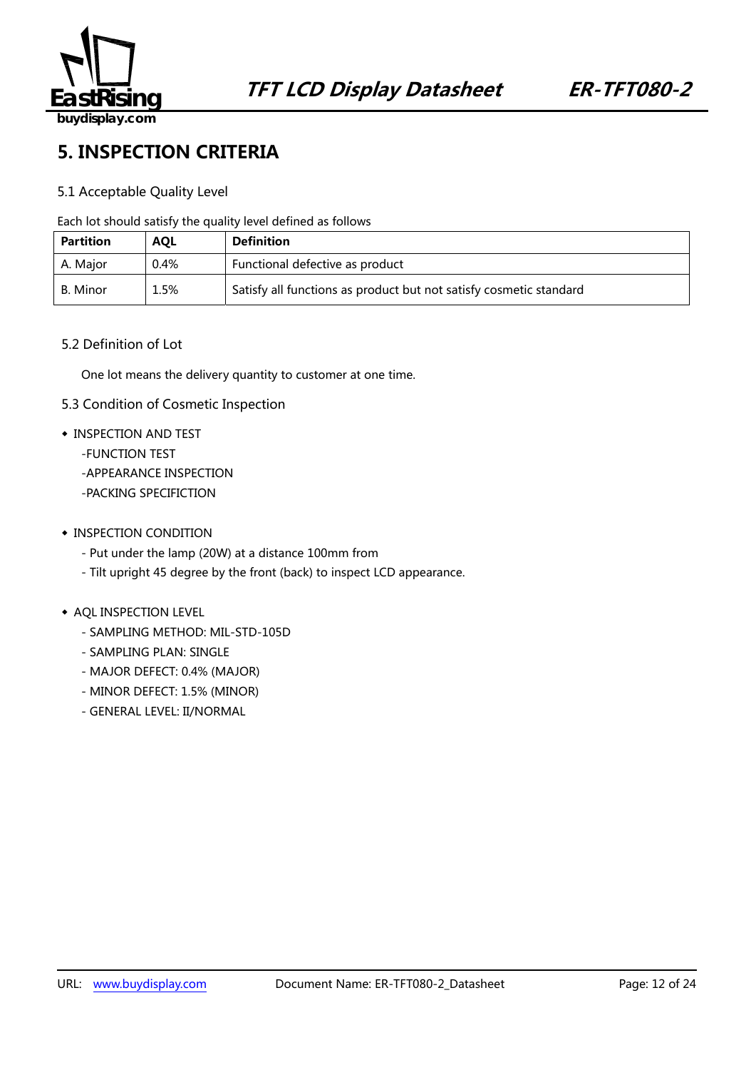# 5. INSPECTION CRITERIA

## 5.1 Acceptable Quality Level

Each lot should satisfy the quality level defined as follows

| Partition | AQL | Definition |
|---|---|---|
| A. Major | 0.4% | Functional defective as product |
| B. Minor | 1.5% | Satisfy all functions as product but not satisfy cosmetic standard |

## 5.2 Definition of Lot

One lot means the delivery quantity to customer at one time.

## 5.3 Condition of Cosmetic Inspection

- INSPECTION AND TEST
  - -FUNCTION TEST
  - -APPEARANCE INSPECTION
  - -PACKING SPECIFICTION

- INSPECTION CONDITION
  - - Put under the lamp (20W) at a distance 100mm from
  - - Tilt upright 45 degree by the front (back) to inspect LCD appearance.

- AQL INSPECTION LEVEL
  - - SAMPLING METHOD: MIL-STD-105D
  - - SAMPLING PLAN: SINGLE
  - - MAJOR DEFECT: 0.4% (MAJOR)
  - - MINOR DEFECT: 1.5% (MINOR)
  - - GENERAL LEVEL: II/NORMAL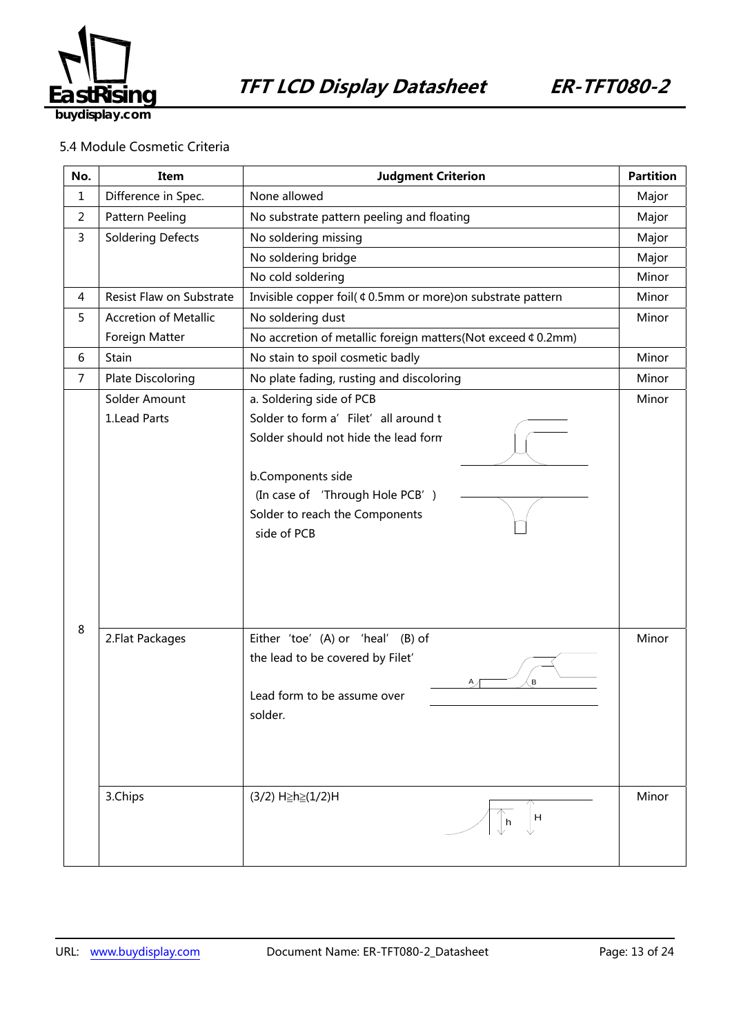5.4 Module Cosmetic Criteria

| No. | Item | Judgment Criterion | Partition |
|---|---|---|---|
| 1 | Difference in Spec. | None allowed | Major |
| 2 | Pattern Peeling | No substrate pattern peeling and floating | Major |
| 3 | Soldering Defects | No soldering missing | Major |
| | | No soldering bridge | Major |
| | | No cold soldering | Minor |
| 4 | Resist Flaw on Substrate | Invisible copper foil( ¢ 0.5mm or more)on substrate pattern | Minor |
| 5 | Accretion of Metallic Foreign Matter | No soldering dust | Minor |
| | | No accretion of metallic foreign matters(Not exceed ¢ 0.2mm) | |
| 6 | Stain | No stain to spoil cosmetic badly | Minor |
| 7 | Plate Discoloring | No plate fading, rusting and discoloring | Minor |
| 8 | Solder Amount 1.Lead Parts | a. Soldering side of PCB<br>Solder to form a' Filet' all around t<br>Solder should not hide the lead form<br><br>b.Components side<br>(In case of 'Through Hole PCB' )<br>Solder to reach the Components side of PCB | Minor |
| | 2.Flat Packages | Either 'toe' (A) or 'heal' (B) of the lead to be covered by Filet'<br><br>Lead form to be assume over solder. | Minor |
| | 3.Chips | (3/2) H≥h≥(1/2)H | Minor |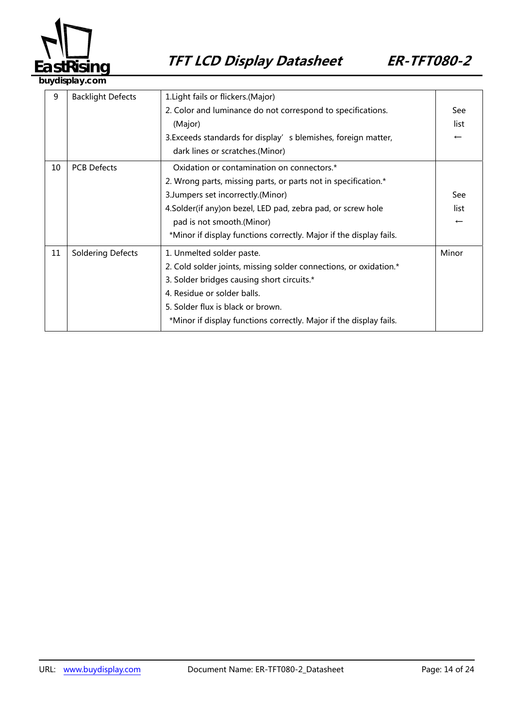| 9 | Backlight Defects | 1.Light fails or flickers.(Major)<br>2. Color and luminance do not correspond to specifications. (Major)<br>3.Exceeds standards for display' s blemishes, foreign matter, dark lines or scratches.(Minor) | See list ← |
|---|---|---|---|
| 10 | PCB Defects | Oxidation or contamination on connectors.*<br>2. Wrong parts, missing parts, or parts not in specification.*<br>3.Jumpers set incorrectly.(Minor)<br>4.Solder(if any)on bezel, LED pad, zebra pad, or screw hole pad is not smooth.(Minor)<br>*Minor if display functions correctly. Major if the display fails. | See list ← |
| 11 | Soldering Defects | 1. Unmelted solder paste.<br>2. Cold solder joints, missing solder connections, or oxidation.*<br>3. Solder bridges causing short circuits.*<br>4. Residue or solder balls.<br>5. Solder flux is black or brown.<br>*Minor if display functions correctly. Major if the display fails. | Minor |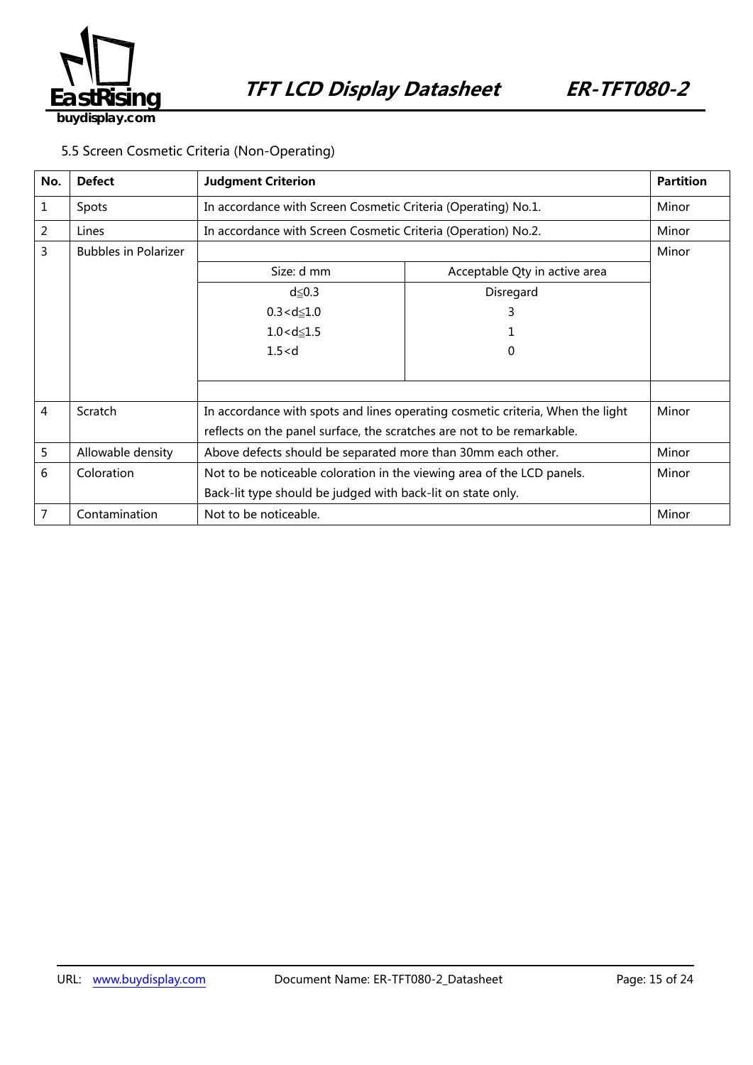5.5 Screen Cosmetic Criteria (Non-Operating)

| No. | Defect | Judgment Criterion | | Partition |
|---|---|---|---|---|
| 1 | Spots | In accordance with Screen Cosmetic Criteria (Operating) No.1. | | Minor |
| 2 | Lines | In accordance with Screen Cosmetic Criteria (Operation) No.2. | | Minor |
| 3 | Bubbles in Polarizer | Size: d mm | Acceptable Qty in active area | Minor |
| | | d≦0.3 | Disregard | |
| | | 0.3<d≦1.0 | 3 | |
| | | 1.0<d≦1.5 | 1 | |
| | | 1.5<d | 0 | |
| 4 | Scratch | In accordance with spots and lines operating cosmetic criteria, When the light reflects on the panel surface, the scratches are not to be remarkable. | | Minor |
| 5 | Allowable density | Above defects should be separated more than 30mm each other. | | Minor |
| 6 | Coloration | Not to be noticeable coloration in the viewing area of the LCD panels. Back-lit type should be judged with back-lit on state only. | | Minor |
| 7 | Contamination | Not to be noticeable. | | Minor |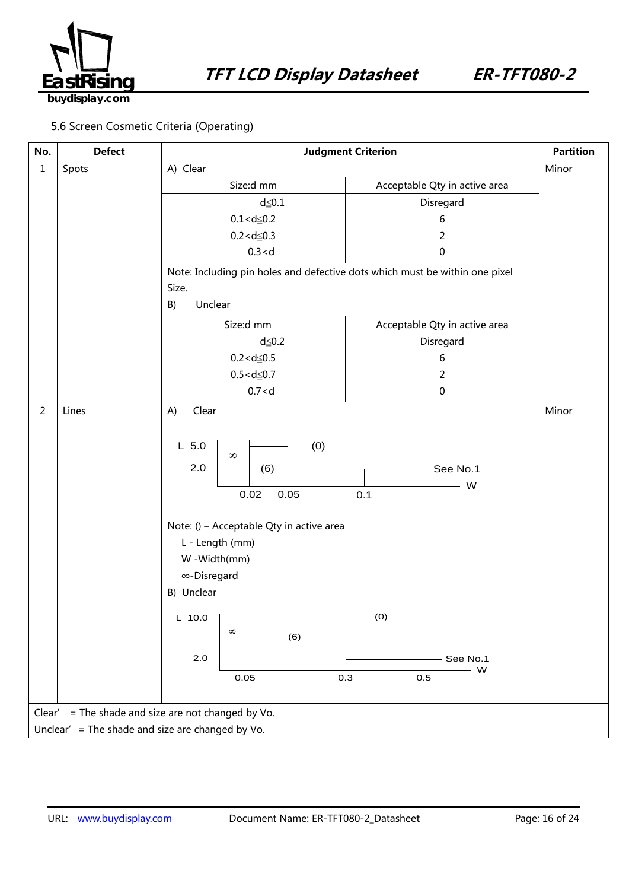5.6 Screen Cosmetic Criteria (Operating)

| No. | Defect | Judgment Criterion | | Partition |
|---|---|---|---|---|
| 1 | Spots | A) Clear | | Minor |
| | | Size:d mm | Acceptable Qty in active area | |
| | | d≦0.1 | Disregard | |
| | | 0.1<d≦0.2 | 6 | |
| | | 0.2<d≦0.3 | 2 | |
| | | 0.3<d | 0 | |
| | | Note: Including pin holes and defective dots which must be within one pixel Size. | | |
| | | B) Unclear | | |
| | | Size:d mm | Acceptable Qty in active area | |
| | | d≦0.2 | Disregard | |
| | | 0.2<d≦0.5 | 6 | |
| | | 0.5<d≦0.7 | 2 | |
| | | 0.7<d | 0 | |
| 2 | Lines | A) Clear<br>L 5.0, 2.0; W 0.02, 0.05, 0.1; ∞, (6), (0), See No.1<br>Note: () – Acceptable Qty in active area<br>L - Length (mm)<br>W -Width(mm)<br>∞-Disregard<br>B) Unclear<br>L 10.0, 2.0; W 0.05, 0.3, 0.5; ∞, (6), (0), See No.1 | | Minor |

Clear' = The shade and size are not changed by Vo.

Unclear' = The shade and size are changed by Vo.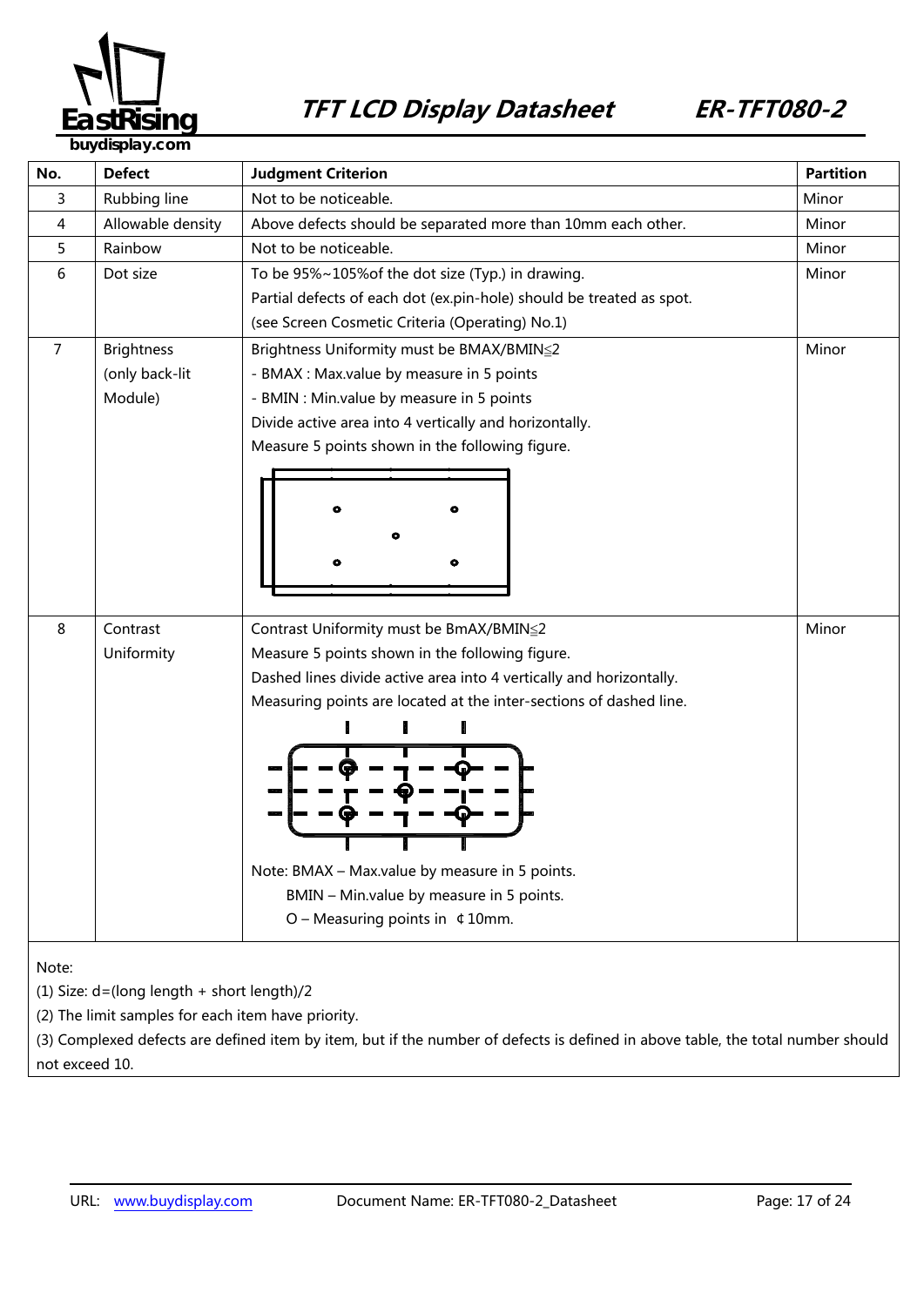| No. | Defect | Judgment Criterion | Partition |
|---|---|---|---|
| 3 | Rubbing line | Not to be noticeable. | Minor |
| 4 | Allowable density | Above defects should be separated more than 10mm each other. | Minor |
| 5 | Rainbow | Not to be noticeable. | Minor |
| 6 | Dot size | To be 95%~105%of the dot size (Typ.) in drawing.<br>Partial defects of each dot (ex.pin-hole) should be treated as spot.<br>(see Screen Cosmetic Criteria (Operating) No.1) | Minor |
| 7 | Brightness (only back-lit Module) | Brightness Uniformity must be BMAX/BMIN≦2<br>- BMAX : Max.value by measure in 5 points<br>- BMIN : Min.value by measure in 5 points<br>Divide active area into 4 vertically and horizontally.<br>Measure 5 points shown in the following figure. | Minor |
| 8 | Contrast Uniformity | Contrast Uniformity must be BmAX/BMIN≦2<br>Measure 5 points shown in the following figure.<br>Dashed lines divide active area into 4 vertically and horizontally.<br>Measuring points are located at the inter-sections of dashed line.<br>Note: BMAX – Max.value by measure in 5 points.<br>BMIN – Min.value by measure in 5 points.<br>O – Measuring points in ¢10mm. | Minor |

Note:

(1) Size: d=(long length + short length)/2

(2) The limit samples for each item have priority.

(3) Complexed defects are defined item by item, but if the number of defects is defined in above table, the total number should not exceed 10.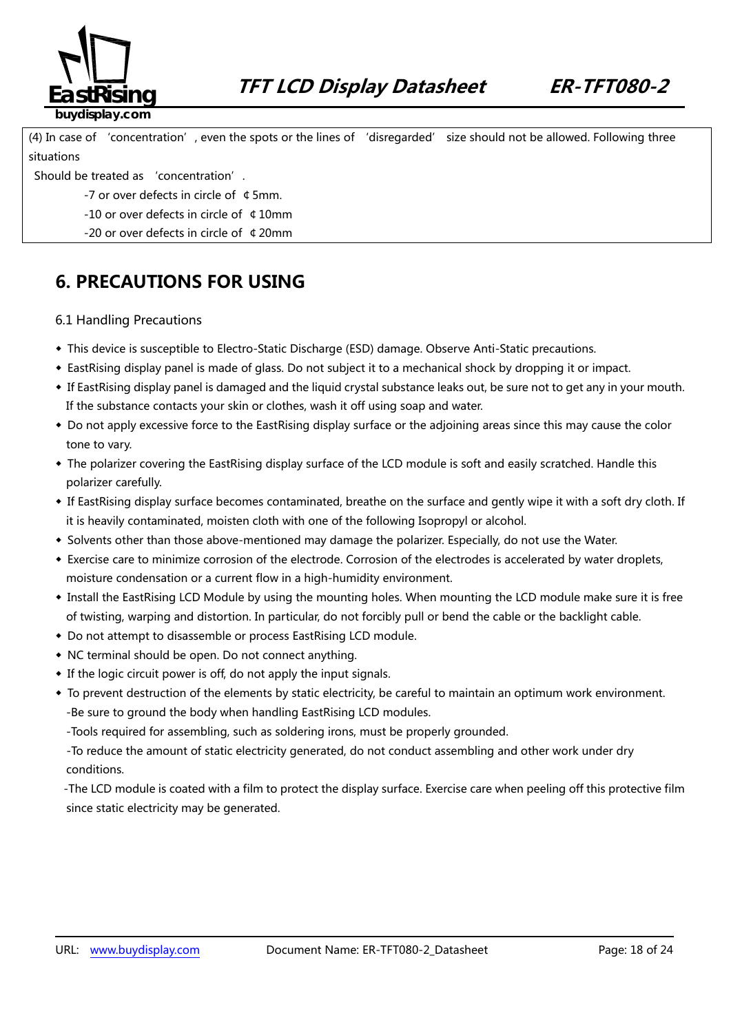(4) In case of 'concentration', even the spots or the lines of 'disregarded' size should not be allowed. Following three situations

Should be treated as 'concentration'.

-7 or over defects in circle of ¢5mm.

-10 or over defects in circle of ¢10mm

-20 or over defects in circle of ¢20mm

# 6. PRECAUTIONS FOR USING

## 6.1 Handling Precautions

- This device is susceptible to Electro-Static Discharge (ESD) damage. Observe Anti-Static precautions.
- EastRising display panel is made of glass. Do not subject it to a mechanical shock by dropping it or impact.
- If EastRising display panel is damaged and the liquid crystal substance leaks out, be sure not to get any in your mouth. If the substance contacts your skin or clothes, wash it off using soap and water.
- Do not apply excessive force to the EastRising display surface or the adjoining areas since this may cause the color tone to vary.
- The polarizer covering the EastRising display surface of the LCD module is soft and easily scratched. Handle this polarizer carefully.
- If EastRising display surface becomes contaminated, breathe on the surface and gently wipe it with a soft dry cloth. If it is heavily contaminated, moisten cloth with one of the following Isopropyl or alcohol.
- Solvents other than those above-mentioned may damage the polarizer. Especially, do not use the Water.
- Exercise care to minimize corrosion of the electrode. Corrosion of the electrodes is accelerated by water droplets, moisture condensation or a current flow in a high-humidity environment.
- Install the EastRising LCD Module by using the mounting holes. When mounting the LCD module make sure it is free of twisting, warping and distortion. In particular, do not forcibly pull or bend the cable or the backlight cable.
- Do not attempt to disassemble or process EastRising LCD module.
- NC terminal should be open. Do not connect anything.
- If the logic circuit power is off, do not apply the input signals.
- To prevent destruction of the elements by static electricity, be careful to maintain an optimum work environment.
  -Be sure to ground the body when handling EastRising LCD modules.
  -Tools required for assembling, such as soldering irons, must be properly grounded.
  -To reduce the amount of static electricity generated, do not conduct assembling and other work under dry conditions.
  -The LCD module is coated with a film to protect the display surface. Exercise care when peeling off this protective film since static electricity may be generated.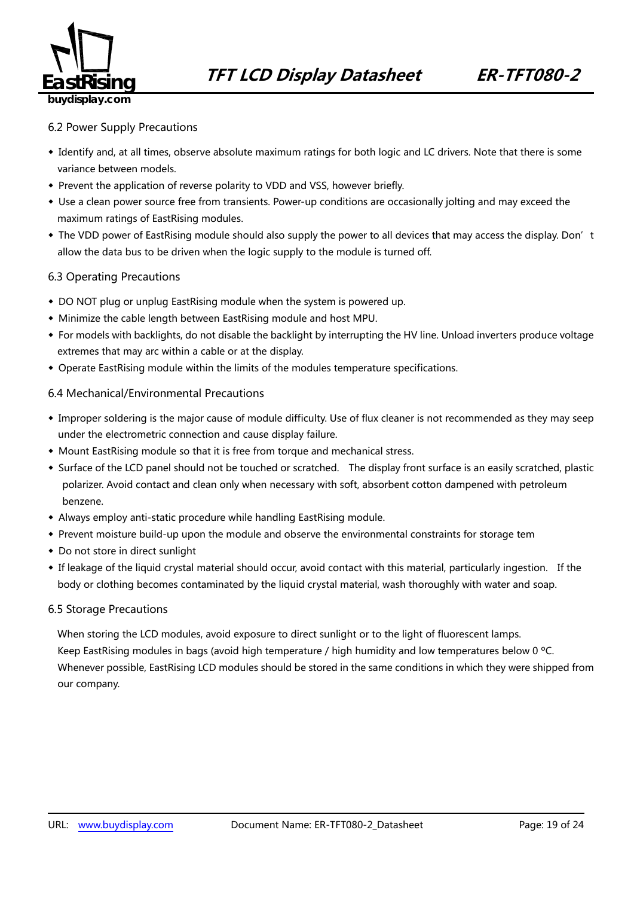## 6.2 Power Supply Precautions

- Identify and, at all times, observe absolute maximum ratings for both logic and LC drivers. Note that there is some variance between models.
- Prevent the application of reverse polarity to VDD and VSS, however briefly.
- Use a clean power source free from transients. Power-up conditions are occasionally jolting and may exceed the maximum ratings of EastRising modules.
- The VDD power of EastRising module should also supply the power to all devices that may access the display. Don't allow the data bus to be driven when the logic supply to the module is turned off.

## 6.3 Operating Precautions

- DO NOT plug or unplug EastRising module when the system is powered up.
- Minimize the cable length between EastRising module and host MPU.
- For models with backlights, do not disable the backlight by interrupting the HV line. Unload inverters produce voltage extremes that may arc within a cable or at the display.
- Operate EastRising module within the limits of the modules temperature specifications.

## 6.4 Mechanical/Environmental Precautions

- Improper soldering is the major cause of module difficulty. Use of flux cleaner is not recommended as they may seep under the electrometric connection and cause display failure.
- Mount EastRising module so that it is free from torque and mechanical stress.
- Surface of the LCD panel should not be touched or scratched. The display front surface is an easily scratched, plastic polarizer. Avoid contact and clean only when necessary with soft, absorbent cotton dampened with petroleum benzene.
- Always employ anti-static procedure while handling EastRising module.
- Prevent moisture build-up upon the module and observe the environmental constraints for storage tem
- Do not store in direct sunlight
- If leakage of the liquid crystal material should occur, avoid contact with this material, particularly ingestion. If the body or clothing becomes contaminated by the liquid crystal material, wash thoroughly with water and soap.

## 6.5 Storage Precautions

When storing the LCD modules, avoid exposure to direct sunlight or to the light of fluorescent lamps.
Keep EastRising modules in bags (avoid high temperature / high humidity and low temperatures below 0 ºC.
Whenever possible, EastRising LCD modules should be stored in the same conditions in which they were shipped from our company.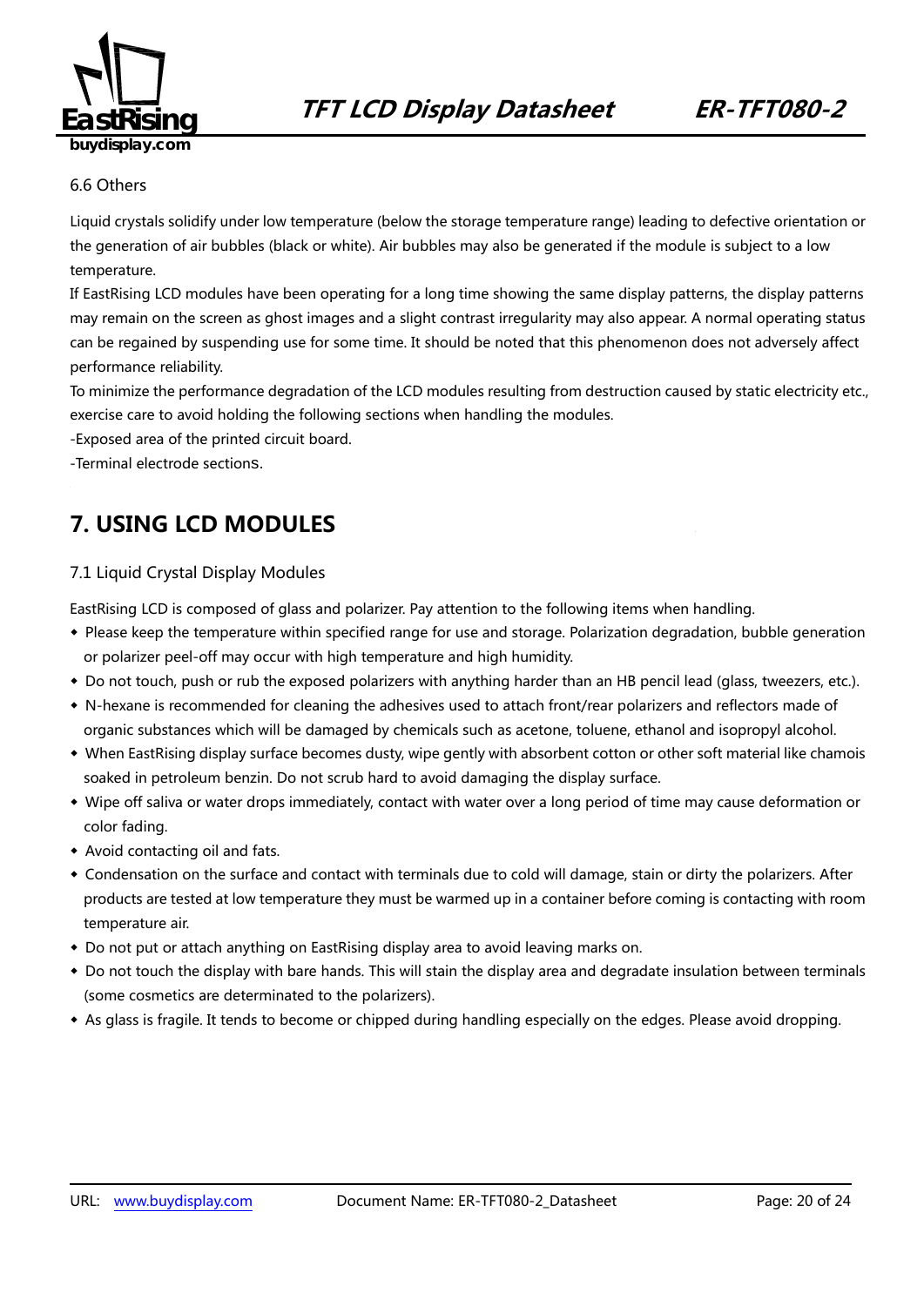6.6 Others

Liquid crystals solidify under low temperature (below the storage temperature range) leading to defective orientation or the generation of air bubbles (black or white). Air bubbles may also be generated if the module is subject to a low temperature.

If EastRising LCD modules have been operating for a long time showing the same display patterns, the display patterns may remain on the screen as ghost images and a slight contrast irregularity may also appear. A normal operating status can be regained by suspending use for some time. It should be noted that this phenomenon does not adversely affect performance reliability.

To minimize the performance degradation of the LCD modules resulting from destruction caused by static electricity etc., exercise care to avoid holding the following sections when handling the modules.

-Exposed area of the printed circuit board.

-Terminal electrode sections.

# 7. USING LCD MODULES

7.1 Liquid Crystal Display Modules

EastRising LCD is composed of glass and polarizer. Pay attention to the following items when handling.

- Please keep the temperature within specified range for use and storage. Polarization degradation, bubble generation or polarizer peel-off may occur with high temperature and high humidity.
- Do not touch, push or rub the exposed polarizers with anything harder than an HB pencil lead (glass, tweezers, etc.).
- N-hexane is recommended for cleaning the adhesives used to attach front/rear polarizers and reflectors made of organic substances which will be damaged by chemicals such as acetone, toluene, ethanol and isopropyl alcohol.
- When EastRising display surface becomes dusty, wipe gently with absorbent cotton or other soft material like chamois soaked in petroleum benzin. Do not scrub hard to avoid damaging the display surface.
- Wipe off saliva or water drops immediately, contact with water over a long period of time may cause deformation or color fading.
- Avoid contacting oil and fats.
- Condensation on the surface and contact with terminals due to cold will damage, stain or dirty the polarizers. After products are tested at low temperature they must be warmed up in a container before coming is contacting with room temperature air.
- Do not put or attach anything on EastRising display area to avoid leaving marks on.
- Do not touch the display with bare hands. This will stain the display area and degradate insulation between terminals (some cosmetics are determinated to the polarizers).
- As glass is fragile. It tends to become or chipped during handling especially on the edges. Please avoid dropping.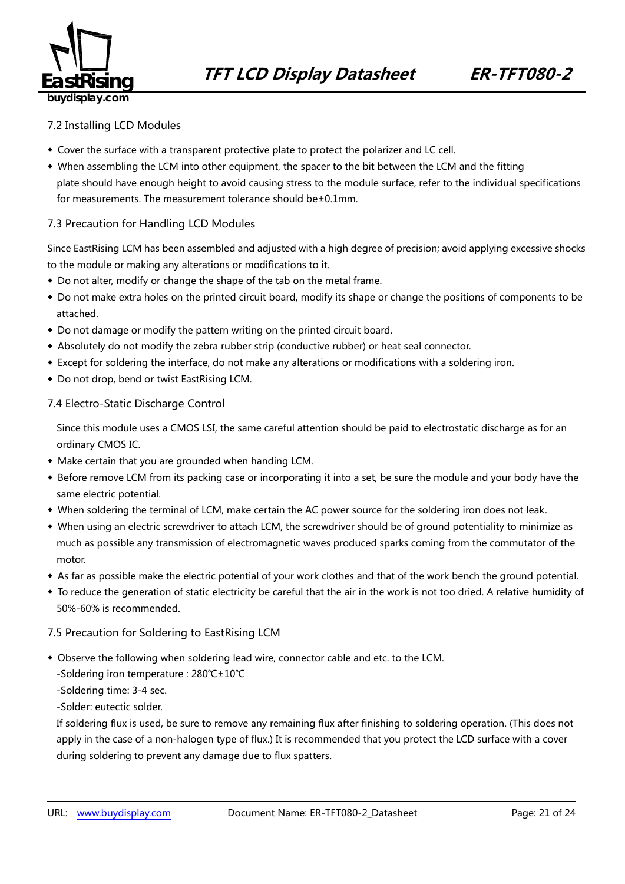## 7.2 Installing LCD Modules

- Cover the surface with a transparent protective plate to protect the polarizer and LC cell.
- When assembling the LCM into other equipment, the spacer to the bit between the LCM and the fitting plate should have enough height to avoid causing stress to the module surface, refer to the individual specifications for measurements. The measurement tolerance should be±0.1mm.

## 7.3 Precaution for Handling LCD Modules

Since EastRising LCM has been assembled and adjusted with a high degree of precision; avoid applying excessive shocks to the module or making any alterations or modifications to it.

- Do not alter, modify or change the shape of the tab on the metal frame.
- Do not make extra holes on the printed circuit board, modify its shape or change the positions of components to be attached.
- Do not damage or modify the pattern writing on the printed circuit board.
- Absolutely do not modify the zebra rubber strip (conductive rubber) or heat seal connector.
- Except for soldering the interface, do not make any alterations or modifications with a soldering iron.
- Do not drop, bend or twist EastRising LCM.

## 7.4 Electro-Static Discharge Control

Since this module uses a CMOS LSI, the same careful attention should be paid to electrostatic discharge as for an ordinary CMOS IC.

- Make certain that you are grounded when handing LCM.
- Before remove LCM from its packing case or incorporating it into a set, be sure the module and your body have the same electric potential.
- When soldering the terminal of LCM, make certain the AC power source for the soldering iron does not leak.
- When using an electric screwdriver to attach LCM, the screwdriver should be of ground potentiality to minimize as much as possible any transmission of electromagnetic waves produced sparks coming from the commutator of the motor.
- As far as possible make the electric potential of your work clothes and that of the work bench the ground potential.
- To reduce the generation of static electricity be careful that the air in the work is not too dried. A relative humidity of 50%-60% is recommended.

## 7.5 Precaution for Soldering to EastRising LCM

- Observe the following when soldering lead wire, connector cable and etc. to the LCM.
  - -Soldering iron temperature : 280℃±10℃
  - -Soldering time: 3-4 sec.
  - -Solder: eutectic solder.

  If soldering flux is used, be sure to remove any remaining flux after finishing to soldering operation. (This does not apply in the case of a non-halogen type of flux.) It is recommended that you protect the LCD surface with a cover during soldering to prevent any damage due to flux spatters.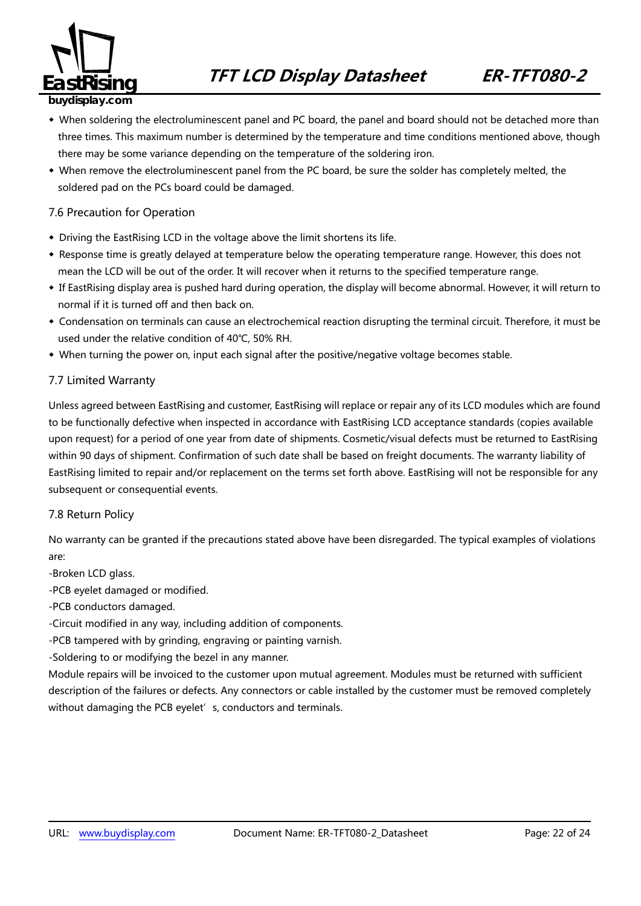- When soldering the electroluminescent panel and PC board, the panel and board should not be detached more than three times. This maximum number is determined by the temperature and time conditions mentioned above, though there may be some variance depending on the temperature of the soldering iron.
- When remove the electroluminescent panel from the PC board, be sure the solder has completely melted, the soldered pad on the PCs board could be damaged.

## 7.6 Precaution for Operation

- Driving the EastRising LCD in the voltage above the limit shortens its life.
- Response time is greatly delayed at temperature below the operating temperature range. However, this does not mean the LCD will be out of the order. It will recover when it returns to the specified temperature range.
- If EastRising display area is pushed hard during operation, the display will become abnormal. However, it will return to normal if it is turned off and then back on.
- Condensation on terminals can cause an electrochemical reaction disrupting the terminal circuit. Therefore, it must be used under the relative condition of 40℃, 50% RH.
- When turning the power on, input each signal after the positive/negative voltage becomes stable.

## 7.7 Limited Warranty

Unless agreed between EastRising and customer, EastRising will replace or repair any of its LCD modules which are found to be functionally defective when inspected in accordance with EastRising LCD acceptance standards (copies available upon request) for a period of one year from date of shipments. Cosmetic/visual defects must be returned to EastRising within 90 days of shipment. Confirmation of such date shall be based on freight documents. The warranty liability of EastRising limited to repair and/or replacement on the terms set forth above. EastRising will not be responsible for any subsequent or consequential events.

## 7.8 Return Policy

No warranty can be granted if the precautions stated above have been disregarded. The typical examples of violations are:

-Broken LCD glass.

-PCB eyelet damaged or modified.

-PCB conductors damaged.

-Circuit modified in any way, including addition of components.

-PCB tampered with by grinding, engraving or painting varnish.

-Soldering to or modifying the bezel in any manner.

Module repairs will be invoiced to the customer upon mutual agreement. Modules must be returned with sufficient description of the failures or defects. Any connectors or cable installed by the customer must be removed completely without damaging the PCB eyelet's, conductors and terminals.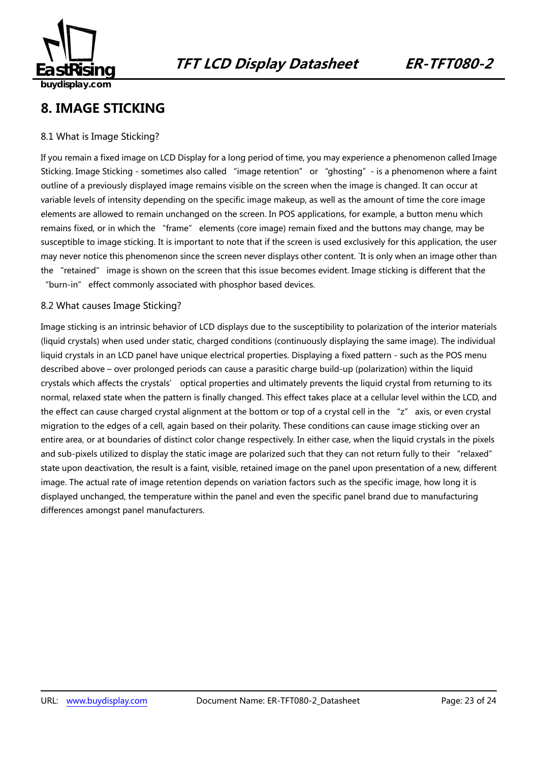## 8. IMAGE STICKING

### 8.1 What is Image Sticking?

If you remain a fixed image on LCD Display for a long period of time, you may experience a phenomenon called Image Sticking. Image Sticking - sometimes also called "image retention" or "ghosting" - is a phenomenon where a faint outline of a previously displayed image remains visible on the screen when the image is changed. It can occur at variable levels of intensity depending on the specific image makeup, as well as the amount of time the core image elements are allowed to remain unchanged on the screen. In POS applications, for example, a button menu which remains fixed, or in which the "frame" elements (core image) remain fixed and the buttons may change, may be susceptible to image sticking. It is important to note that if the screen is used exclusively for this application, the user may never notice this phenomenon since the screen never displays other content. `It is only when an image other than the "retained" image is shown on the screen that this issue becomes evident. Image sticking is different that the "burn-in" effect commonly associated with phosphor based devices.

### 8.2 What causes Image Sticking?

Image sticking is an intrinsic behavior of LCD displays due to the susceptibility to polarization of the interior materials (liquid crystals) when used under static, charged conditions (continuously displaying the same image). The individual liquid crystals in an LCD panel have unique electrical properties. Displaying a fixed pattern - such as the POS menu described above – over prolonged periods can cause a parasitic charge build-up (polarization) within the liquid crystals which affects the crystals' optical properties and ultimately prevents the liquid crystal from returning to its normal, relaxed state when the pattern is finally changed. This effect takes place at a cellular level within the LCD, and the effect can cause charged crystal alignment at the bottom or top of a crystal cell in the "z" axis, or even crystal migration to the edges of a cell, again based on their polarity. These conditions can cause image sticking over an entire area, or at boundaries of distinct color change respectively. In either case, when the liquid crystals in the pixels and sub-pixels utilized to display the static image are polarized such that they can not return fully to their "relaxed" state upon deactivation, the result is a faint, visible, retained image on the panel upon presentation of a new, different image. The actual rate of image retention depends on variation factors such as the specific image, how long it is displayed unchanged, the temperature within the panel and even the specific panel brand due to manufacturing differences amongst panel manufacturers.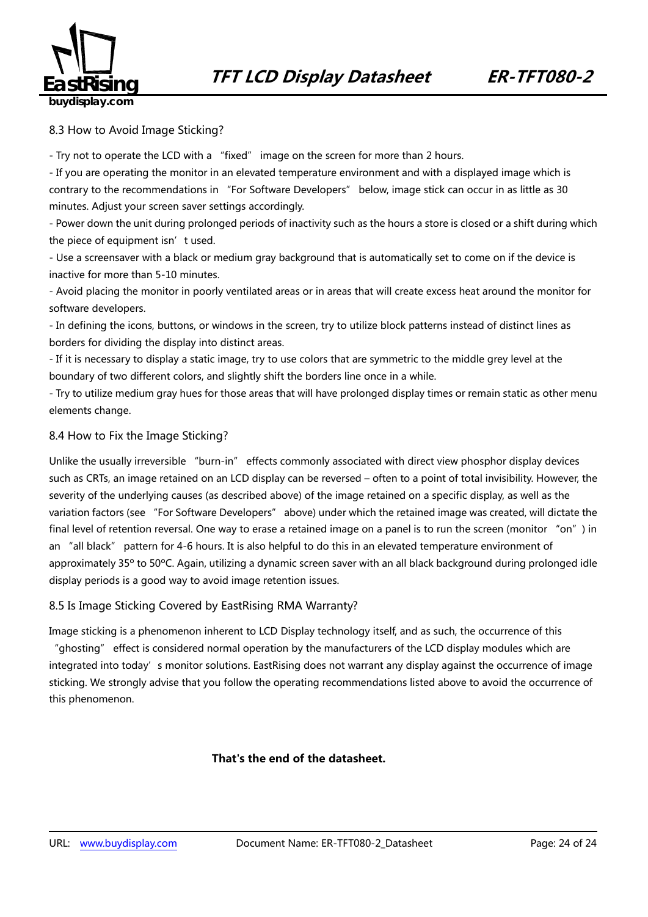## 8.3 How to Avoid Image Sticking?

- Try not to operate the LCD with a "fixed" image on the screen for more than 2 hours.
- If you are operating the monitor in an elevated temperature environment and with a displayed image which is contrary to the recommendations in "For Software Developers" below, image stick can occur in as little as 30 minutes. Adjust your screen saver settings accordingly.
- Power down the unit during prolonged periods of inactivity such as the hours a store is closed or a shift during which the piece of equipment isn't used.
- Use a screensaver with a black or medium gray background that is automatically set to come on if the device is inactive for more than 5-10 minutes.
- Avoid placing the monitor in poorly ventilated areas or in areas that will create excess heat around the monitor for software developers.
- In defining the icons, buttons, or windows in the screen, try to utilize block patterns instead of distinct lines as borders for dividing the display into distinct areas.
- If it is necessary to display a static image, try to use colors that are symmetric to the middle grey level at the boundary of two different colors, and slightly shift the borders line once in a while.
- Try to utilize medium gray hues for those areas that will have prolonged display times or remain static as other menu elements change.

## 8.4 How to Fix the Image Sticking?

Unlike the usually irreversible "burn-in" effects commonly associated with direct view phosphor display devices such as CRTs, an image retained on an LCD display can be reversed – often to a point of total invisibility. However, the severity of the underlying causes (as described above) of the image retained on a specific display, as well as the variation factors (see "For Software Developers" above) under which the retained image was created, will dictate the final level of retention reversal. One way to erase a retained image on a panel is to run the screen (monitor "on") in an "all black" pattern for 4-6 hours. It is also helpful to do this in an elevated temperature environment of approximately 35º to 50ºC. Again, utilizing a dynamic screen saver with an all black background during prolonged idle display periods is a good way to avoid image retention issues.

## 8.5 Is Image Sticking Covered by EastRising RMA Warranty?

Image sticking is a phenomenon inherent to LCD Display technology itself, and as such, the occurrence of this "ghosting" effect is considered normal operation by the manufacturers of the LCD display modules which are integrated into today's monitor solutions. EastRising does not warrant any display against the occurrence of image sticking. We strongly advise that you follow the operating recommendations listed above to avoid the occurrence of this phenomenon.

**That's the end of the datasheet.**